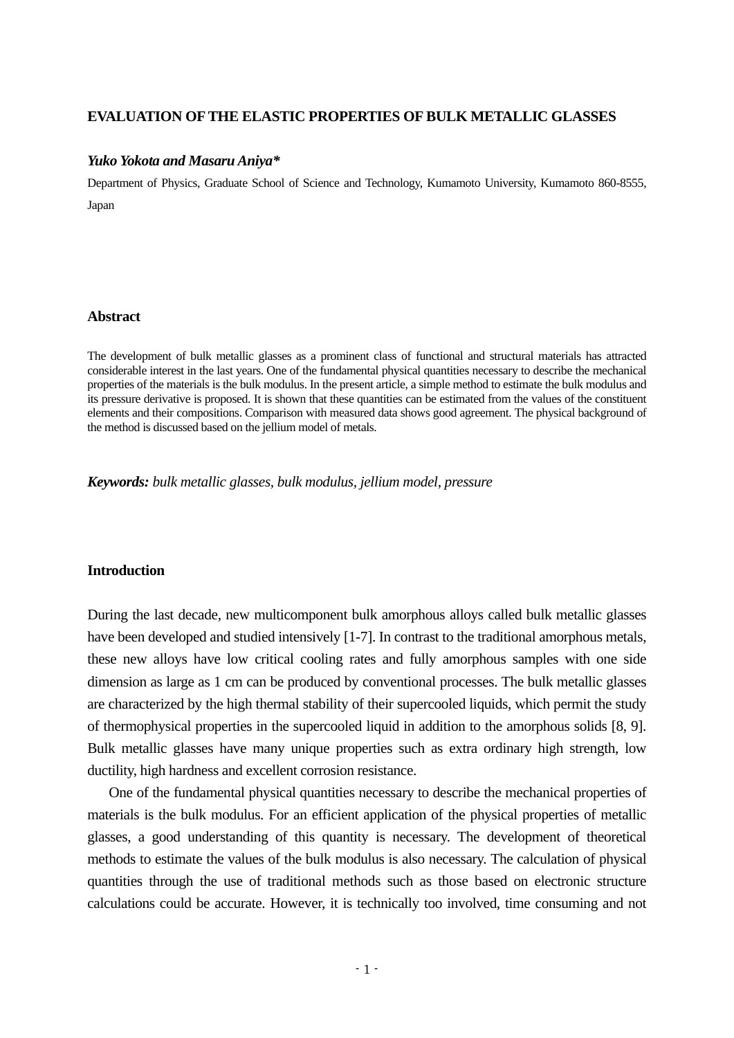# EVALUATION OF THE ELASTIC PROPERTIES OF BULK METALLIC GLASSES

***Yuko Yokota and Masaru Aniya****

Department of Physics, Graduate School of Science and Technology, Kumamoto University, Kumamoto 860-8555, Japan

## Abstract

The development of bulk metallic glasses as a prominent class of functional and structural materials has attracted considerable interest in the last years. One of the fundamental physical quantities necessary to describe the mechanical properties of the materials is the bulk modulus. In the present article, a simple method to estimate the bulk modulus and its pressure derivative is proposed. It is shown that these quantities can be estimated from the values of the constituent elements and their compositions. Comparison with measured data shows good agreement. The physical background of the method is discussed based on the jellium model of metals.

***Keywords:*** *bulk metallic glasses, bulk modulus, jellium model, pressure*

## Introduction

During the last decade, new multicomponent bulk amorphous alloys called bulk metallic glasses have been developed and studied intensively [1-7]. In contrast to the traditional amorphous metals, these new alloys have low critical cooling rates and fully amorphous samples with one side dimension as large as 1 cm can be produced by conventional processes. The bulk metallic glasses are characterized by the high thermal stability of their supercooled liquids, which permit the study of thermophysical properties in the supercooled liquid in addition to the amorphous solids [8, 9]. Bulk metallic glasses have many unique properties such as extra ordinary high strength, low ductility, high hardness and excellent corrosion resistance.

One of the fundamental physical quantities necessary to describe the mechanical properties of materials is the bulk modulus. For an efficient application of the physical properties of metallic glasses, a good understanding of this quantity is necessary. The development of theoretical methods to estimate the values of the bulk modulus is also necessary. The calculation of physical quantities through the use of traditional methods such as those based on electronic structure calculations could be accurate. However, it is technically too involved, time consuming and not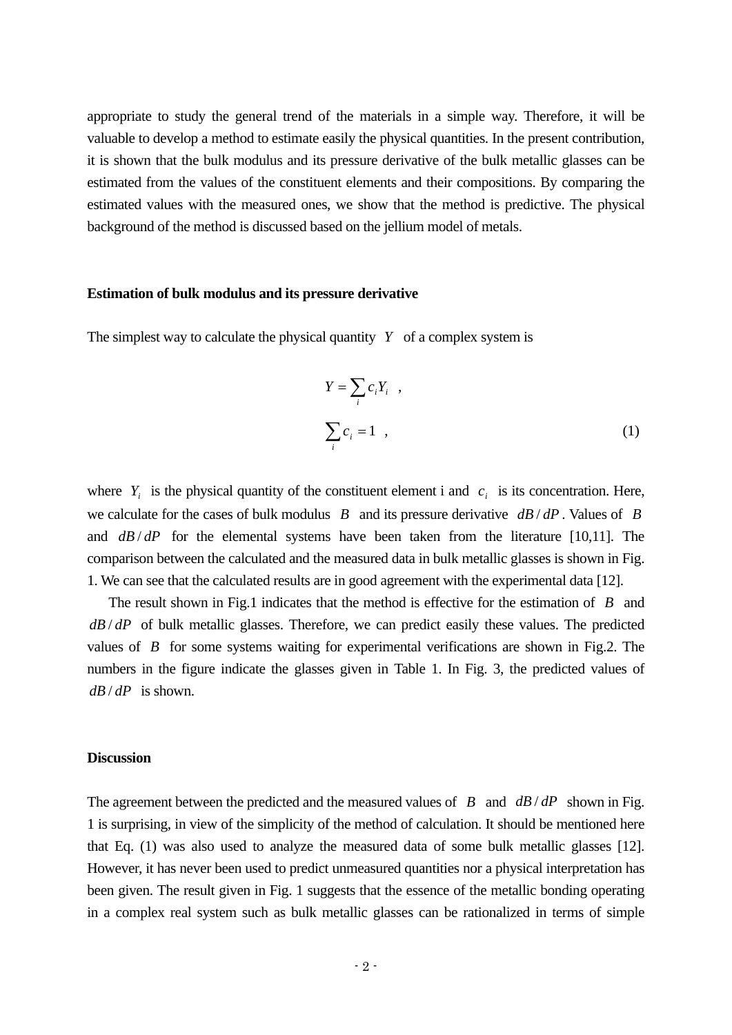appropriate to study the general trend of the materials in a simple way. Therefore, it will be valuable to develop a method to estimate easily the physical quantities. In the present contribution, it is shown that the bulk modulus and its pressure derivative of the bulk metallic glasses can be estimated from the values of the constituent elements and their compositions. By comparing the estimated values with the measured ones, we show that the method is predictive. The physical background of the method is discussed based on the jellium model of metals.

### Estimation of bulk modulus and its pressure derivative

The simplest way to calculate the physical quantity $Y$ of a complex system is

$$Y = \sum_i c_i Y_i \ ,$$

$$\sum_i c_i = 1 \ , \tag{1}$$

where $Y_i$ is the physical quantity of the constituent element i and $c_i$ is its concentration. Here, we calculate for the cases of bulk modulus $B$ and its pressure derivative $dB/dP$. Values of $B$ and $dB/dP$ for the elemental systems have been taken from the literature [10,11]. The comparison between the calculated and the measured data in bulk metallic glasses is shown in Fig. 1. We can see that the calculated results are in good agreement with the experimental data [12].

The result shown in Fig.1 indicates that the method is effective for the estimation of $B$ and $dB/dP$ of bulk metallic glasses. Therefore, we can predict easily these values. The predicted values of $B$ for some systems waiting for experimental verifications are shown in Fig.2. The numbers in the figure indicate the glasses given in Table 1. In Fig. 3, the predicted values of $dB/dP$ is shown.

### Discussion

The agreement between the predicted and the measured values of $B$ and $dB/dP$ shown in Fig. 1 is surprising, in view of the simplicity of the method of calculation. It should be mentioned here that Eq. (1) was also used to analyze the measured data of some bulk metallic glasses [12]. However, it has never been used to predict unmeasured quantities nor a physical interpretation has been given. The result given in Fig. 1 suggests that the essence of the metallic bonding operating in a complex real system such as bulk metallic glasses can be rationalized in terms of simple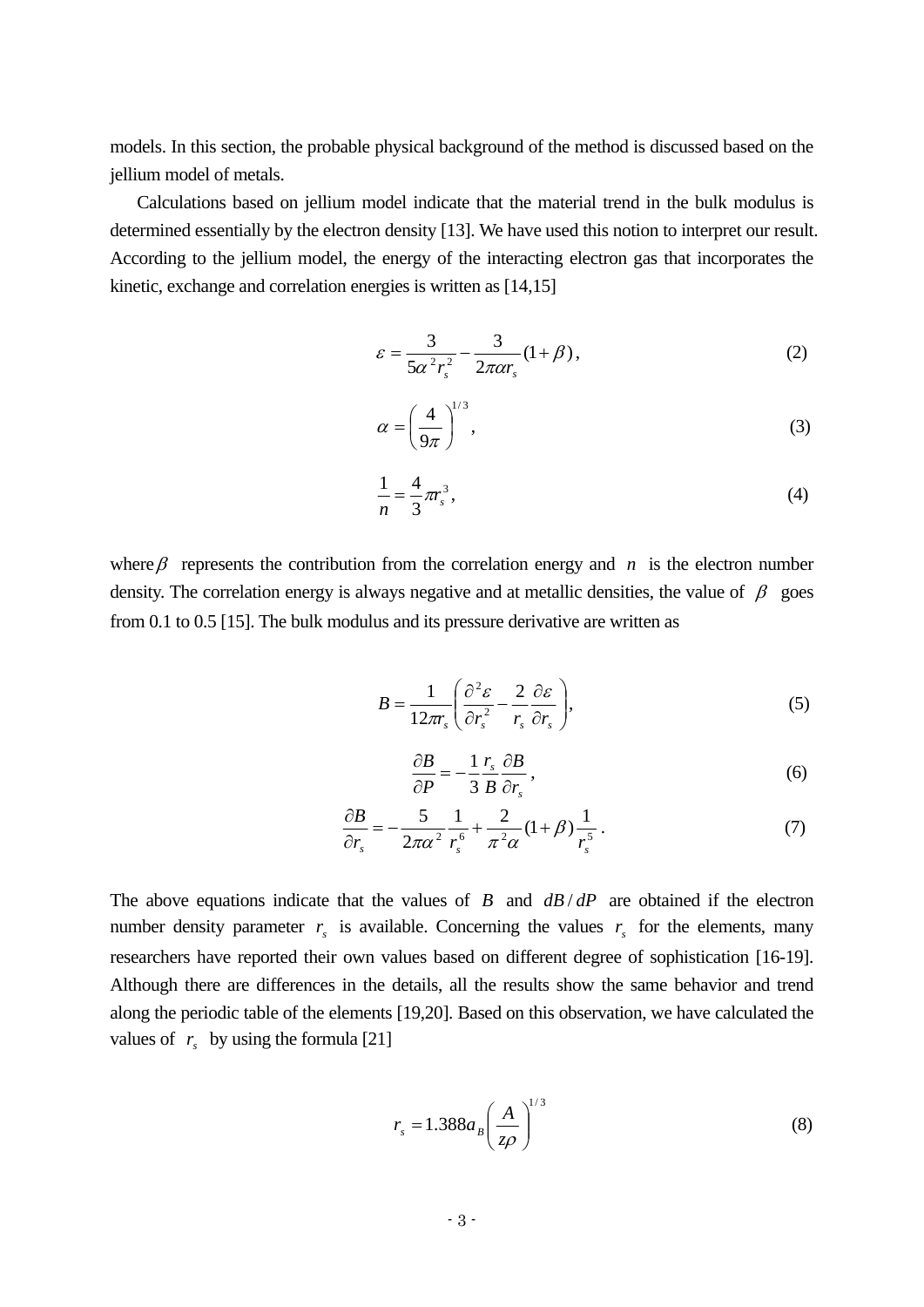models. In this section, the probable physical background of the method is discussed based on the jellium model of metals.

Calculations based on jellium model indicate that the material trend in the bulk modulus is determined essentially by the electron density [13]. We have used this notion to interpret our result. According to the jellium model, the energy of the interacting electron gas that incorporates the kinetic, exchange and correlation energies is written as [14,15]

$$\varepsilon = \frac{3}{5\alpha^2 r_s^2} - \frac{3}{2\pi\alpha r_s}(1+\beta)\,, \tag{2}$$

$$\alpha = \left(\frac{4}{9\pi}\right)^{1/3}, \tag{3}$$

$$\frac{1}{n} = \frac{4}{3}\pi r_s^3\,, \tag{4}$$

where $\beta$ represents the contribution from the correlation energy and $n$ is the electron number density. The correlation energy is always negative and at metallic densities, the value of $\beta$ goes from 0.1 to 0.5 [15]. The bulk modulus and its pressure derivative are written as

$$B = \frac{1}{12\pi r_s}\left(\frac{\partial^2 \varepsilon}{\partial r_s^2} - \frac{2}{r_s}\frac{\partial \varepsilon}{\partial r_s}\right), \tag{5}$$

$$\frac{\partial B}{\partial P} = -\frac{1}{3}\frac{r_s}{B}\frac{\partial B}{\partial r_s}\,, \tag{6}$$

$$\frac{\partial B}{\partial r_s} = -\frac{5}{2\pi\alpha^2}\frac{1}{r_s^6} + \frac{2}{\pi^2\alpha}(1+\beta)\frac{1}{r_s^5}\,. \tag{7}$$

The above equations indicate that the values of $B$ and $dB/dP$ are obtained if the electron number density parameter $r_s$ is available. Concerning the values $r_s$ for the elements, many researchers have reported their own values based on different degree of sophistication [16-19]. Although there are differences in the details, all the results show the same behavior and trend along the periodic table of the elements [19,20]. Based on this observation, we have calculated the values of $r_s$ by using the formula [21]

$$r_s = 1.388 a_B \left(\frac{A}{z\rho}\right)^{1/3} \tag{8}$$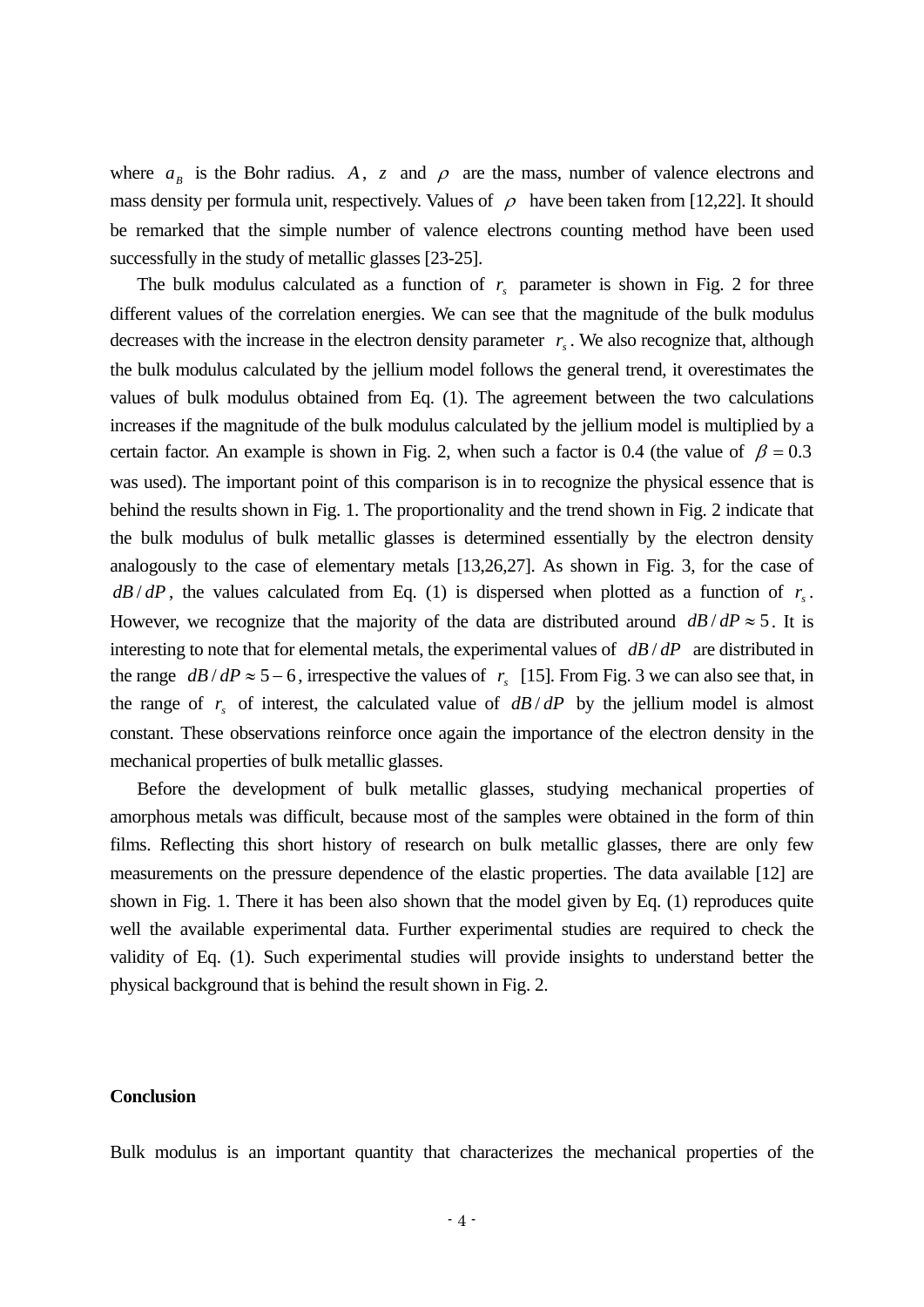where $a_B$ is the Bohr radius. $A$, $z$ and $\rho$ are the mass, number of valence electrons and mass density per formula unit, respectively. Values of $\rho$ have been taken from [12,22]. It should be remarked that the simple number of valence electrons counting method have been used successfully in the study of metallic glasses [23-25].

The bulk modulus calculated as a function of $r_s$ parameter is shown in Fig. 2 for three different values of the correlation energies. We can see that the magnitude of the bulk modulus decreases with the increase in the electron density parameter $r_s$. We also recognize that, although the bulk modulus calculated by the jellium model follows the general trend, it overestimates the values of bulk modulus obtained from Eq. (1). The agreement between the two calculations increases if the magnitude of the bulk modulus calculated by the jellium model is multiplied by a certain factor. An example is shown in Fig. 2, when such a factor is 0.4 (the value of $\beta = 0.3$ was used). The important point of this comparison is in to recognize the physical essence that is behind the results shown in Fig. 1. The proportionality and the trend shown in Fig. 2 indicate that the bulk modulus of bulk metallic glasses is determined essentially by the electron density analogously to the case of elementary metals [13,26,27]. As shown in Fig. 3, for the case of $dB/dP$, the values calculated from Eq. (1) is dispersed when plotted as a function of $r_s$. However, we recognize that the majority of the data are distributed around $dB/dP \approx 5$. It is interesting to note that for elemental metals, the experimental values of $dB/dP$ are distributed in the range $dB/dP \approx 5-6$, irrespective the values of $r_s$ [15]. From Fig. 3 we can also see that, in the range of $r_s$ of interest, the calculated value of $dB/dP$ by the jellium model is almost constant. These observations reinforce once again the importance of the electron density in the mechanical properties of bulk metallic glasses.

Before the development of bulk metallic glasses, studying mechanical properties of amorphous metals was difficult, because most of the samples were obtained in the form of thin films. Reflecting this short history of research on bulk metallic glasses, there are only few measurements on the pressure dependence of the elastic properties. The data available [12] are shown in Fig. 1. There it has been also shown that the model given by Eq. (1) reproduces quite well the available experimental data. Further experimental studies are required to check the validity of Eq. (1). Such experimental studies will provide insights to understand better the physical background that is behind the result shown in Fig. 2.

## Conclusion

Bulk modulus is an important quantity that characterizes the mechanical properties of the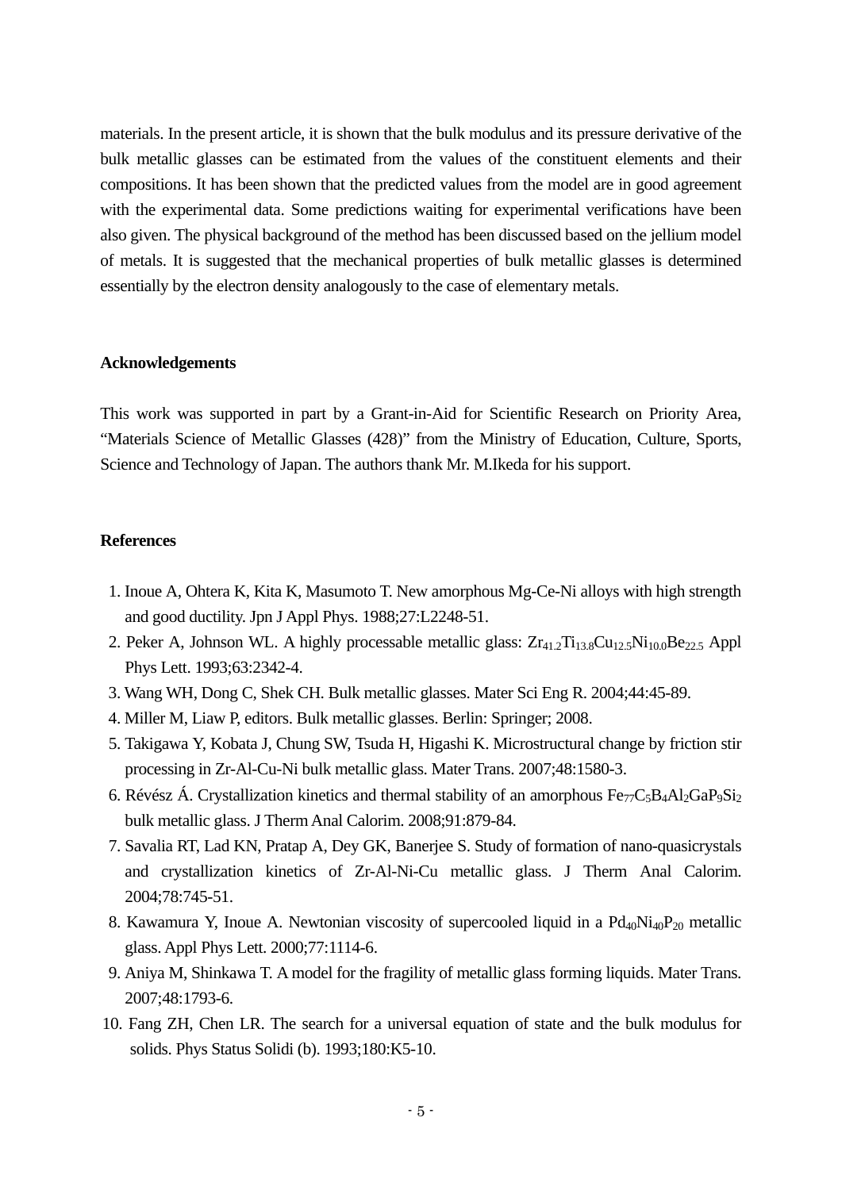materials. In the present article, it is shown that the bulk modulus and its pressure derivative of the bulk metallic glasses can be estimated from the values of the constituent elements and their compositions. It has been shown that the predicted values from the model are in good agreement with the experimental data. Some predictions waiting for experimental verifications have been also given. The physical background of the method has been discussed based on the jellium model of metals. It is suggested that the mechanical properties of bulk metallic glasses is determined essentially by the electron density analogously to the case of elementary metals.

## Acknowledgements

This work was supported in part by a Grant-in-Aid for Scientific Research on Priority Area, "Materials Science of Metallic Glasses (428)" from the Ministry of Education, Culture, Sports, Science and Technology of Japan. The authors thank Mr. M.Ikeda for his support.

## References

1. Inoue A, Ohtera K, Kita K, Masumoto T. New amorphous Mg-Ce-Ni alloys with high strength and good ductility. Jpn J Appl Phys. 1988;27:L2248-51.
2. Peker A, Johnson WL. A highly processable metallic glass: $Zr_{41.2}Ti_{13.8}Cu_{12.5}Ni_{10.0}Be_{22.5}$ Appl Phys Lett. 1993;63:2342-4.
3. Wang WH, Dong C, Shek CH. Bulk metallic glasses. Mater Sci Eng R. 2004;44:45-89.
4. Miller M, Liaw P, editors. Bulk metallic glasses. Berlin: Springer; 2008.
5. Takigawa Y, Kobata J, Chung SW, Tsuda H, Higashi K. Microstructural change by friction stir processing in Zr-Al-Cu-Ni bulk metallic glass. Mater Trans. 2007;48:1580-3.
6. Révész Á. Crystallization kinetics and thermal stability of an amorphous $Fe_{77}C_5B_4Al_2GaP_9Si_2$ bulk metallic glass. J Therm Anal Calorim. 2008;91:879-84.
7. Savalia RT, Lad KN, Pratap A, Dey GK, Banerjee S. Study of formation of nano-quasicrystals and crystallization kinetics of Zr-Al-Ni-Cu metallic glass. J Therm Anal Calorim. 2004;78:745-51.
8. Kawamura Y, Inoue A. Newtonian viscosity of supercooled liquid in a $Pd_{40}Ni_{40}P_{20}$ metallic glass. Appl Phys Lett. 2000;77:1114-6.
9. Aniya M, Shinkawa T. A model for the fragility of metallic glass forming liquids. Mater Trans. 2007;48:1793-6.
10. Fang ZH, Chen LR. The search for a universal equation of state and the bulk modulus for solids. Phys Status Solidi (b). 1993;180:K5-10.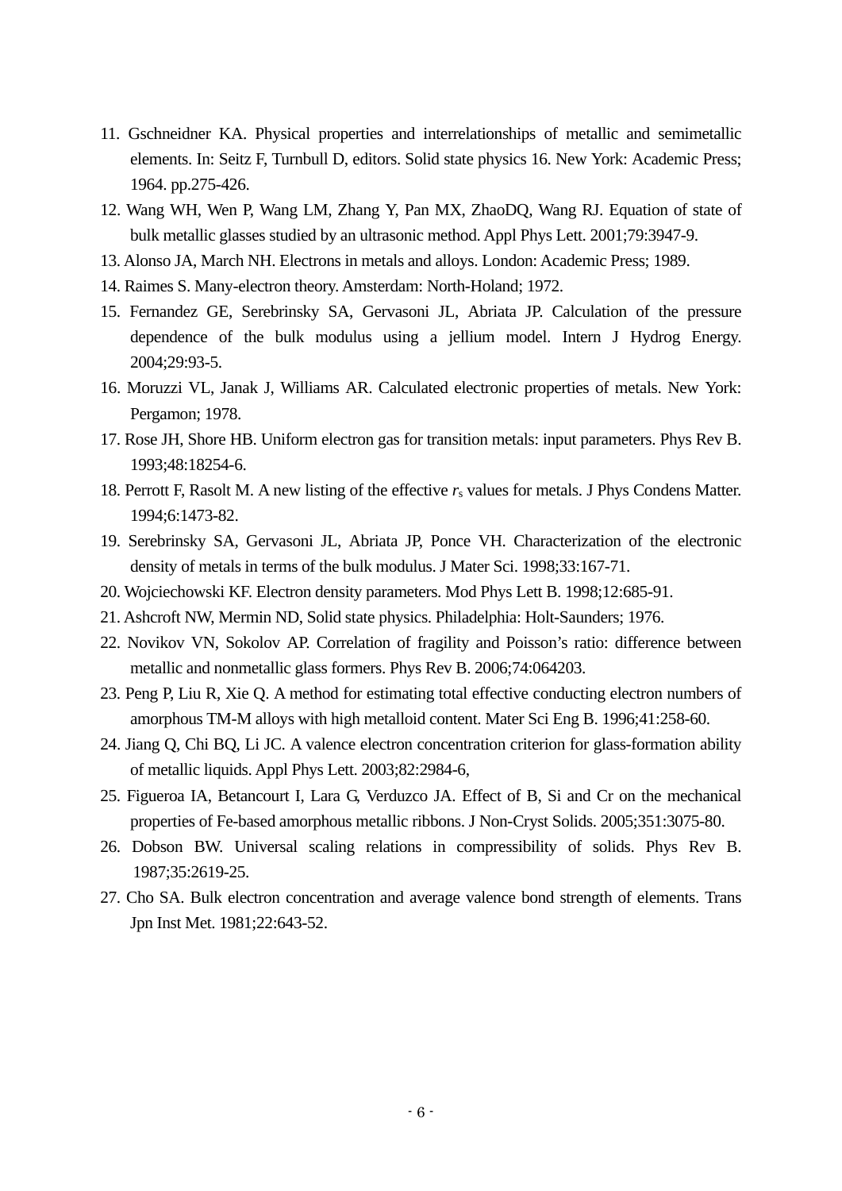11. Gschneidner KA. Physical properties and interrelationships of metallic and semimetallic elements. In: Seitz F, Turnbull D, editors. Solid state physics 16. New York: Academic Press; 1964. pp.275-426.
12. Wang WH, Wen P, Wang LM, Zhang Y, Pan MX, ZhaoDQ, Wang RJ. Equation of state of bulk metallic glasses studied by an ultrasonic method. Appl Phys Lett. 2001;79:3947-9.
13. Alonso JA, March NH. Electrons in metals and alloys. London: Academic Press; 1989.
14. Raimes S. Many-electron theory. Amsterdam: North-Holand; 1972.
15. Fernandez GE, Serebrinsky SA, Gervasoni JL, Abriata JP. Calculation of the pressure dependence of the bulk modulus using a jellium model. Intern J Hydrog Energy. 2004;29:93-5.
16. Moruzzi VL, Janak J, Williams AR. Calculated electronic properties of metals. New York: Pergamon; 1978.
17. Rose JH, Shore HB. Uniform electron gas for transition metals: input parameters. Phys Rev B. 1993;48:18254-6.
18. Perrott F, Rasolt M. A new listing of the effective $r_s$ values for metals. J Phys Condens Matter. 1994;6:1473-82.
19. Serebrinsky SA, Gervasoni JL, Abriata JP, Ponce VH. Characterization of the electronic density of metals in terms of the bulk modulus. J Mater Sci. 1998;33:167-71.
20. Wojciechowski KF. Electron density parameters. Mod Phys Lett B. 1998;12:685-91.
21. Ashcroft NW, Mermin ND, Solid state physics. Philadelphia: Holt-Saunders; 1976.
22. Novikov VN, Sokolov AP. Correlation of fragility and Poisson's ratio: difference between metallic and nonmetallic glass formers. Phys Rev B. 2006;74:064203.
23. Peng P, Liu R, Xie Q. A method for estimating total effective conducting electron numbers of amorphous TM-M alloys with high metalloid content. Mater Sci Eng B. 1996;41:258-60.
24. Jiang Q, Chi BQ, Li JC. A valence electron concentration criterion for glass-formation ability of metallic liquids. Appl Phys Lett. 2003;82:2984-6,
25. Figueroa IA, Betancourt I, Lara G, Verduzco JA. Effect of B, Si and Cr on the mechanical properties of Fe-based amorphous metallic ribbons. J Non-Cryst Solids. 2005;351:3075-80.
26. Dobson BW. Universal scaling relations in compressibility of solids. Phys Rev B. 1987;35:2619-25.
27. Cho SA. Bulk electron concentration and average valence bond strength of elements. Trans Jpn Inst Met. 1981;22:643-52.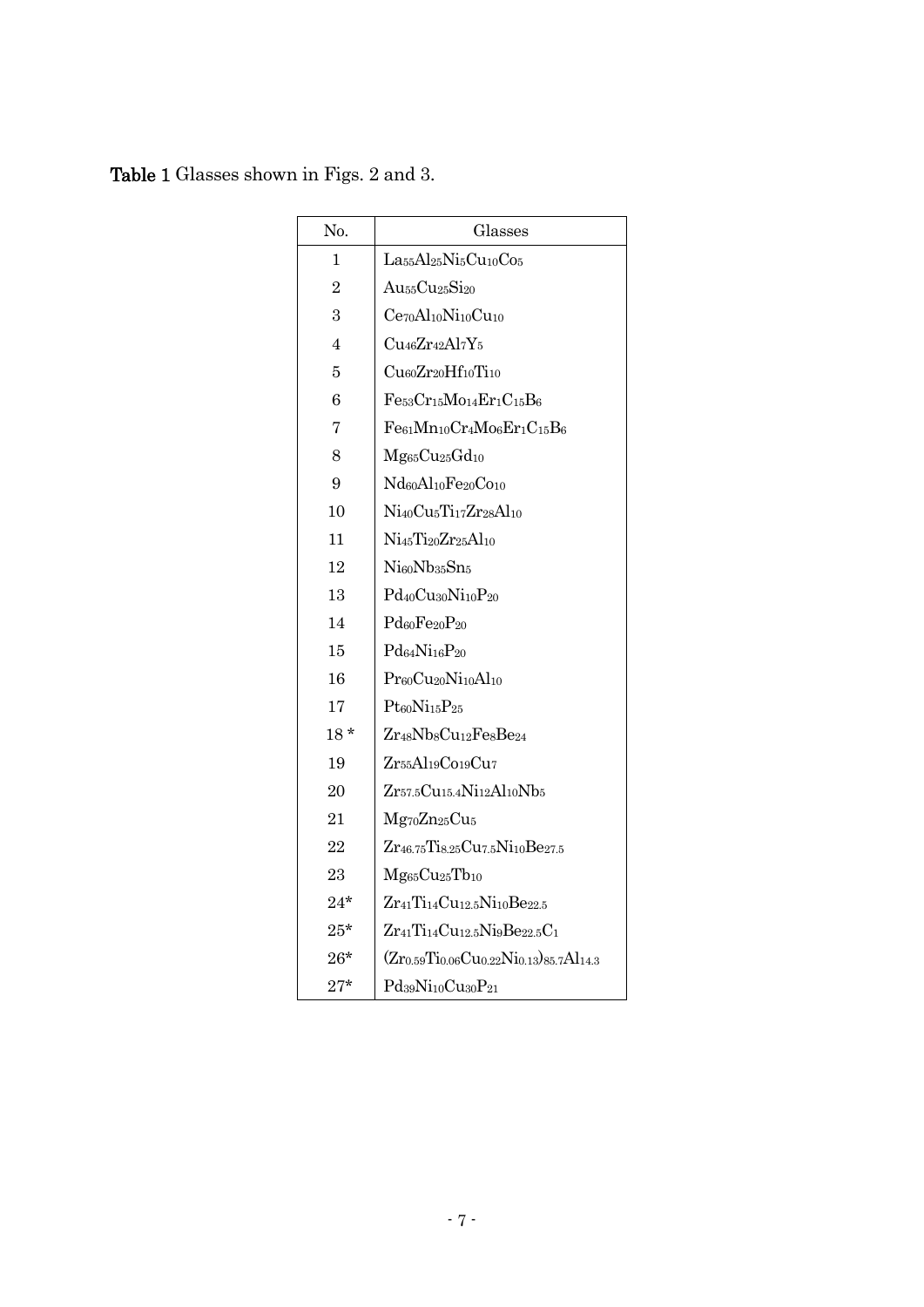**Table 1** Glasses shown in Figs. 2 and 3.

| No. | Glasses |
|---|---|
| 1 | $La_{55}Al_{25}Ni_{5}Cu_{10}Co_{5}$ |
| 2 | $Au_{55}Cu_{25}Si_{20}$ |
| 3 | $Ce_{70}Al_{10}Ni_{10}Cu_{10}$ |
| 4 | $Cu_{46}Zr_{42}Al_{7}Y_{5}$ |
| 5 | $Cu_{60}Zr_{20}Hf_{10}Ti_{10}$ |
| 6 | $Fe_{53}Cr_{15}Mo_{14}Er_{1}C_{15}B_{6}$ |
| 7 | $Fe_{61}Mn_{10}Cr_{4}Mo_{6}Er_{1}C_{15}B_{6}$ |
| 8 | $Mg_{65}Cu_{25}Gd_{10}$ |
| 9 | $Nd_{60}Al_{10}Fe_{20}Co_{10}$ |
| 10 | $Ni_{40}Cu_{5}Ti_{17}Zr_{28}Al_{10}$ |
| 11 | $Ni_{45}Ti_{20}Zr_{25}Al_{10}$ |
| 12 | $Ni_{60}Nb_{35}Sn_{5}$ |
| 13 | $Pd_{40}Cu_{30}Ni_{10}P_{20}$ |
| 14 | $Pd_{60}Fe_{20}P_{20}$ |
| 15 | $Pd_{64}Ni_{16}P_{20}$ |
| 16 | $Pr_{60}Cu_{20}Ni_{10}Al_{10}$ |
| 17 | $Pt_{60}Ni_{15}P_{25}$ |
| 18 * | $Zr_{48}Nb_{8}Cu_{12}Fe_{8}Be_{24}$ |
| 19 | $Zr_{55}Al_{19}Co_{19}Cu_{7}$ |
| 20 | $Zr_{57.5}Cu_{15.4}Ni_{12}Al_{10}Nb_{5}$ |
| 21 | $Mg_{70}Zn_{25}Cu_{5}$ |
| 22 | $Zr_{46.75}Ti_{8.25}Cu_{7.5}Ni_{10}Be_{27.5}$ |
| 23 | $Mg_{65}Cu_{25}Tb_{10}$ |
| 24* | $Zr_{41}Ti_{14}Cu_{12.5}Ni_{10}Be_{22.5}$ |
| 25* | $Zr_{41}Ti_{14}Cu_{12.5}Ni_{9}Be_{22.5}C_{1}$ |
| 26* | $(Zr_{0.59}Ti_{0.06}Cu_{0.22}Ni_{0.13})_{85.7}Al_{14.3}$ |
| 27* | $Pd_{39}Ni_{10}Cu_{30}P_{21}$ |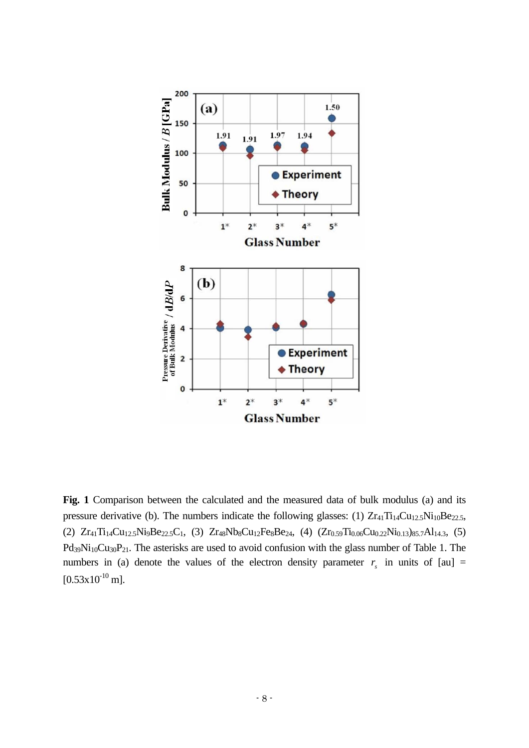**Fig. 1** Comparison between the calculated and the measured data of bulk modulus (a) and its pressure derivative (b). The numbers indicate the following glasses: (1) $Zr_{41}Ti_{14}Cu_{12.5}Ni_{10}Be_{22.5}$, (2) $Zr_{41}Ti_{14}Cu_{12.5}Ni_{9}Be_{22.5}C_{1}$, (3) $Zr_{48}Nb_{8}Cu_{12}Fe_{8}Be_{24}$, (4) $(Zr_{0.59}Ti_{0.06}Cu_{0.22}Ni_{0.13})_{85.7}Al_{14.3}$, (5) $Pd_{39}Ni_{10}Cu_{30}P_{21}$. The asterisks are used to avoid confusion with the glass number of Table 1. The numbers in (a) denote the values of the electron density parameter $r_s$ in units of [au] = [$0.53 \times 10^{-10}$ m].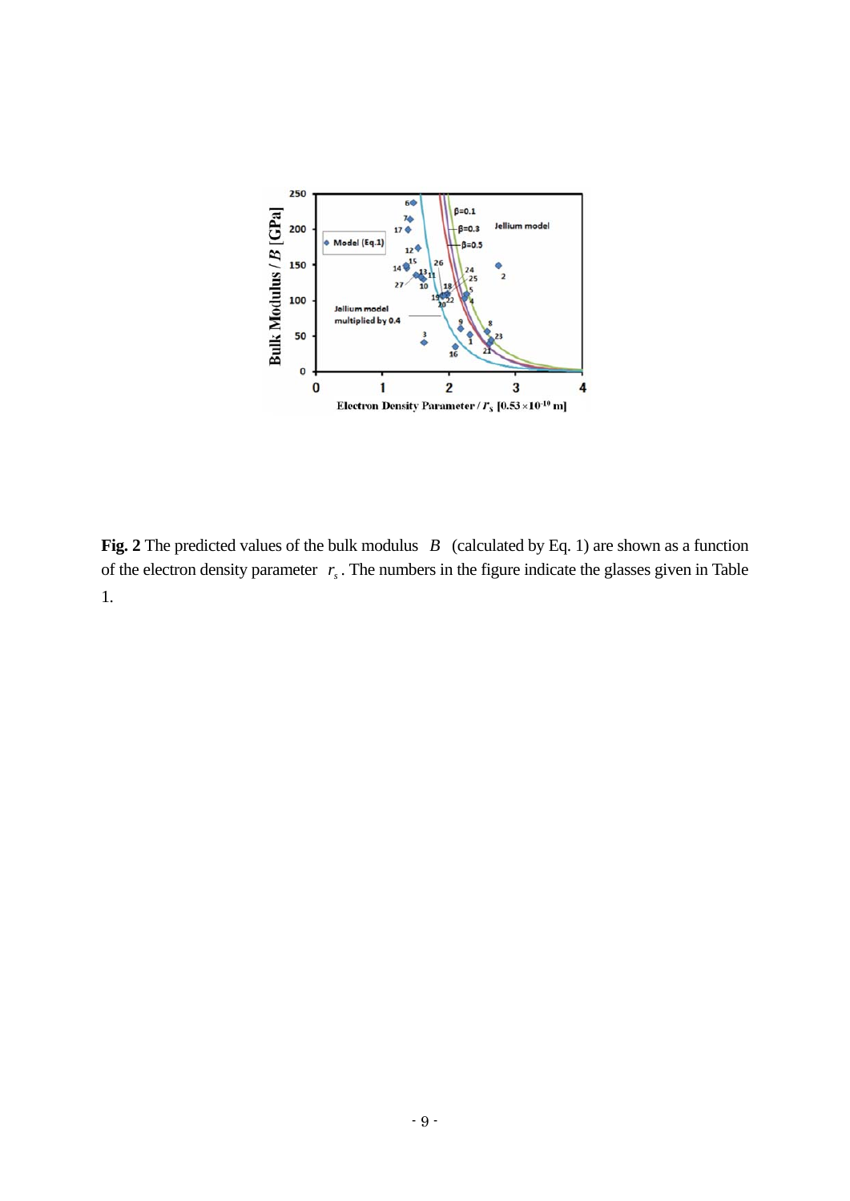**Fig. 2** The predicted values of the bulk modulus $B$ (calculated by Eq. 1) are shown as a function of the electron density parameter $r_s$. The numbers in the figure indicate the glasses given in Table 1.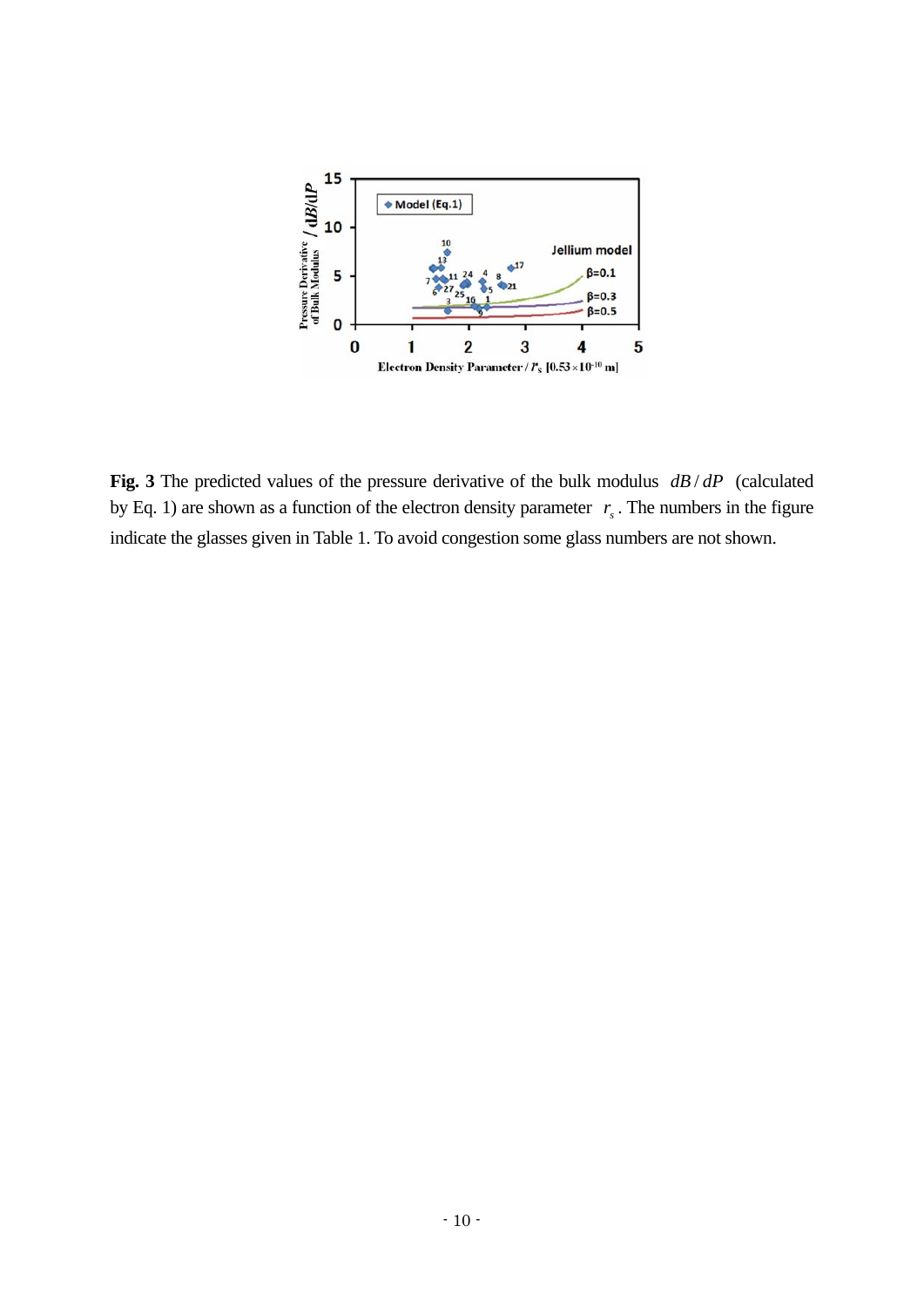Pressure Derivative of Bulk Modulus / dB/dP

15

10

5

0

0 1 2 3 4 5

Electron Density Parameter / $r_s$ [$0.53\times10^{-10}$ m]

◆ Model (Eq.1)

Jellium model

β=0.1

β=0.3

β=0.5

10 13 7 6 11 27 3 24 25 16 4 5 1 9 8 21 17

**Fig. 3** The predicted values of the pressure derivative of the bulk modulus $dB/dP$ (calculated by Eq. 1) are shown as a function of the electron density parameter $r_s$. The numbers in the figure indicate the glasses given in Table 1. To avoid congestion some glass numbers are not shown.